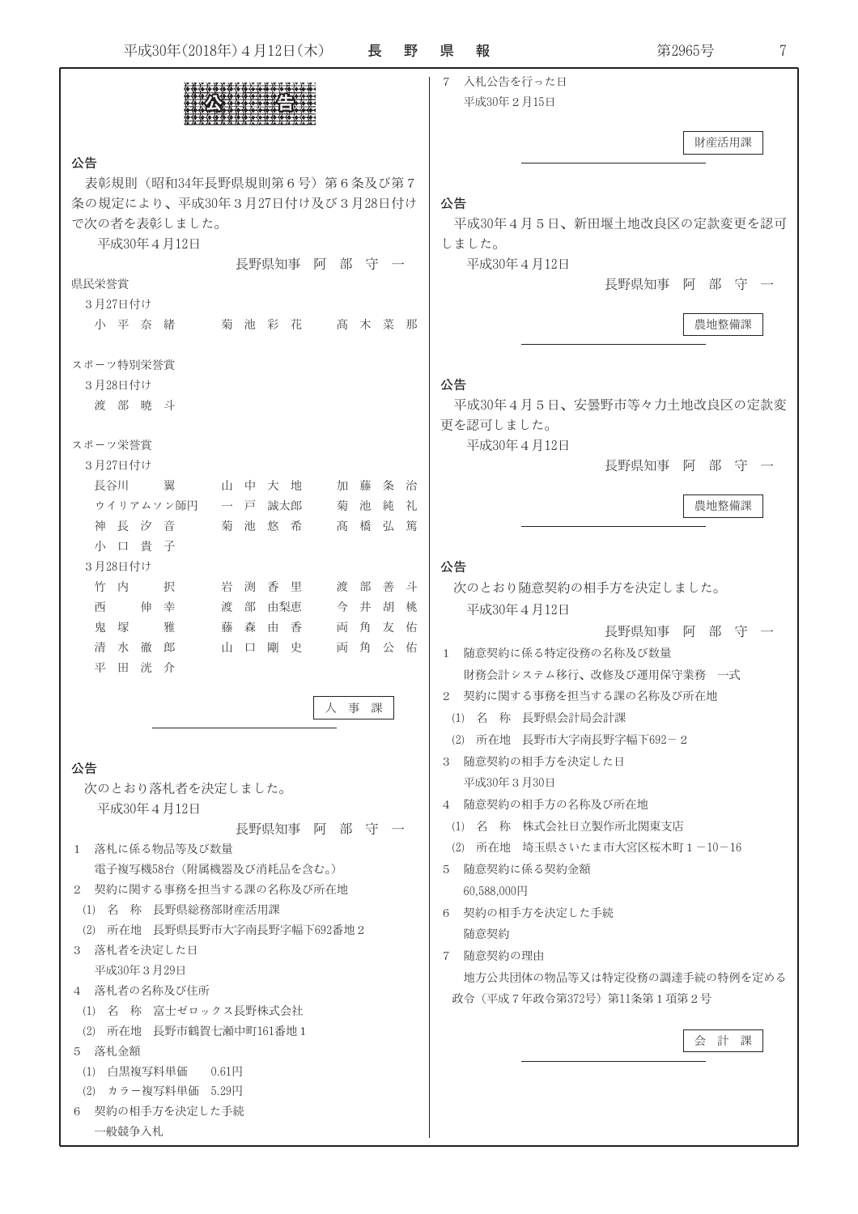# 公告

## 公告

表彰規則（昭和34年長野県規則第６号）第６条及び第７条の規定により、平成30年３月27日付け及び３月28日付けで次の者を表彰しました。

平成30年４月12日

長野県知事　阿　部　守　一

県民栄誉賞

３月27日付け

小　平　奈　緒　　菊　池　彩　花　　髙　木　菜　那

スポーツ特別栄誉賞

３月28日付け

渡　部　曉　斗

スポーツ栄誉賞

３月27日付け

長谷川　　翼　　山　中　大　地　　加　藤　条　治
ウイリアムソン師円　　一　戸　誠太郎　　菊　池　純　礼
神　長　汐　音　　菊　池　悠　希　　髙　橋　弘　篤
小　口　貴　子

３月28日付け

竹　内　　択　　岩　渕　香　里　　渡　部　善　斗
西　　伸　幸　　渡　部　由梨恵　　今　井　胡　桃
鬼　塚　　雅　　藤　森　由　香　　両　角　友　佑
清　水　徹　郎　　山　口　剛　史　　両　角　公　佑
平　田　洸　介

人事課

## 公告

次のとおり落札者を決定しました。

平成30年４月12日

長野県知事　阿　部　守　一

1　落札に係る物品等及び数量
　電子複写機58台（附属機器及び消耗品を含む。）
2　契約に関する事務を担当する課の名称及び所在地
　(1)　名　称　長野県総務部財産活用課
　(2)　所在地　長野県長野市大字南長野字幅下692番地２
3　落札者を決定した日
　平成30年３月29日
4　落札者の名称及び住所
　(1)　名　称　富士ゼロックス長野株式会社
　(2)　所在地　長野市鶴賀七瀬中町161番地１
5　落札金額
　(1)　白黒複写料単価　0.61円
　(2)　カラー複写料単価　5.29円
6　契約の相手方を決定した手続
　一般競争入札
7　入札公告を行った日
　平成30年２月15日

財産活用課

## 公告

平成30年４月５日、新田堰土地改良区の定款変更を認可しました。

平成30年４月12日

長野県知事　阿　部　守　一

農地整備課

## 公告

平成30年４月５日、安曇野市等々力土地改良区の定款変更を認可しました。

平成30年４月12日

長野県知事　阿　部　守　一

農地整備課

## 公告

次のとおり随意契約の相手方を決定しました。

平成30年４月12日

長野県知事　阿　部　守　一

1　随意契約に係る特定役務の名称及び数量
　財務会計システム移行、改修及び運用保守業務　一式
2　契約に関する事務を担当する課の名称及び所在地
　(1)　名　称　長野県会計局会計課
　(2)　所在地　長野市大字南長野字幅下692－２
3　随意契約の相手方を決定した日
　平成30年３月30日
4　随意契約の相手方の名称及び所在地
　(1)　名　称　株式会社日立製作所北関東支店
　(2)　所在地　埼玉県さいたま市大宮区桜木町１－10－16
5　随意契約に係る契約金額
　60,588,000円
6　契約の相手方を決定した手続
　随意契約
7　随意契約の理由
　地方公共団体の物品等又は特定役務の調達手続の特例を定める政令（平成７年政令第372号）第11条第１項第２号

会計課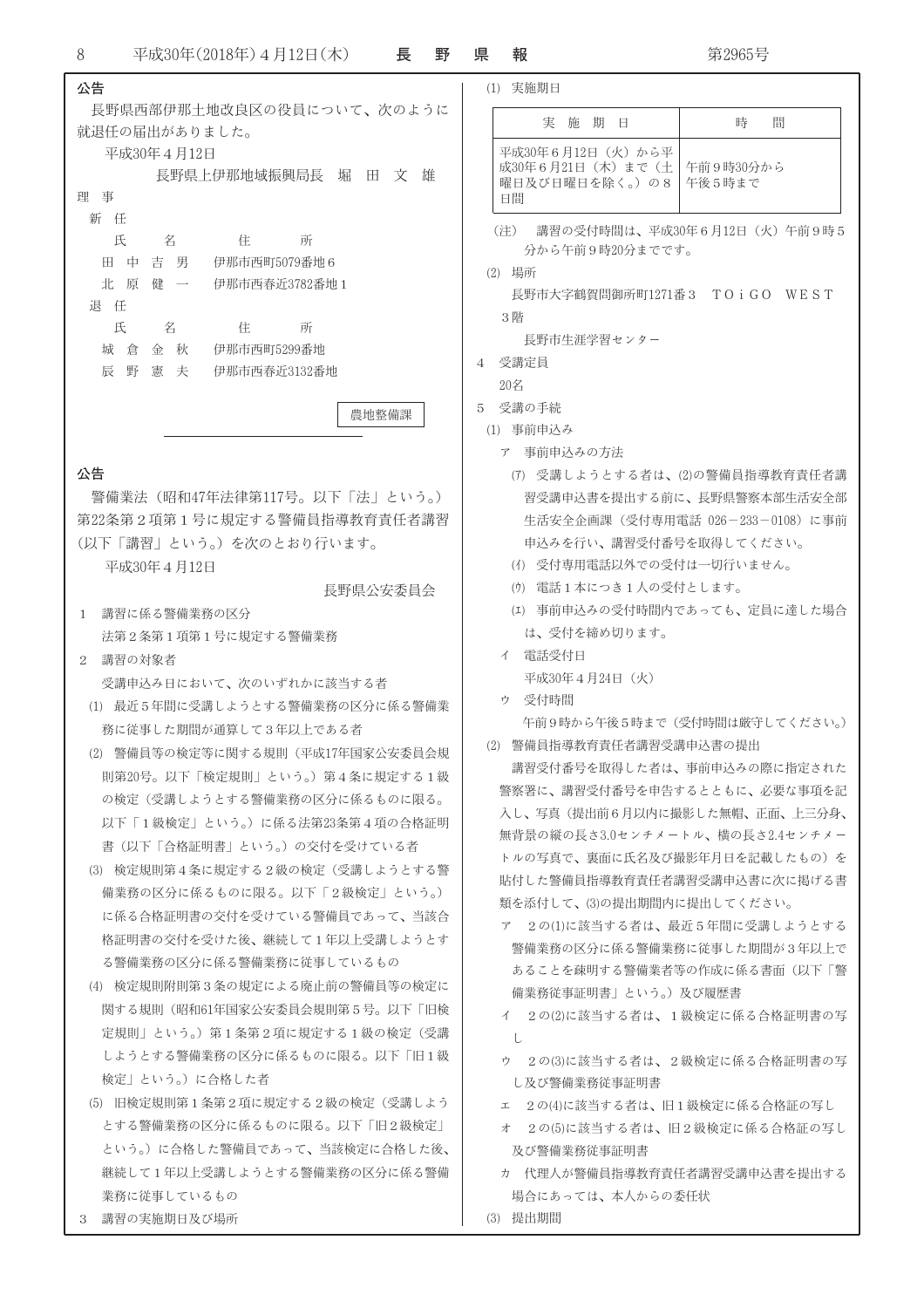## 公告

長野県西部伊那土地改良区の役員について、次のように就退任の届出がありました。

平成30年４月12日

長野県上伊那地域振興局長　堀　田　文　雄

理　事

新　任

| 氏　　名 | 住　　所 |
|---|---|
| 田　中　吉　男 | 伊那市西町5079番地６ |
| 北　原　健　一 | 伊那市西春近3782番地１ |

退　任

| 氏　　名 | 住　　所 |
|---|---|
| 城　倉　金　秋 | 伊那市西町5299番地 |
| 辰　野　憲　夫 | 伊那市西春近3132番地 |

農地整備課

---

## 公告

警備業法（昭和47年法律第117号。以下「法」という。）第22条第２項第１号に規定する警備員指導教育責任者講習（以下「講習」という。）を次のとおり行います。

平成30年４月12日

長野県公安委員会

１　講習に係る警備業務の区分

法第２条第１項第１号に規定する警備業務

２　講習の対象者

受講申込み日において、次のいずれかに該当する者

(1)　最近５年間に受講しようとする警備業務の区分に係る警備業務に従事した期間が通算して３年以上である者

(2)　警備員等の検定等に関する規則（平成17年国家公安委員会規則第20号。以下「検定規則」という。）第４条に規定する１級の検定（受講しようとする警備業務の区分に係るものに限る。以下「１級検定」という。）に係る法第23条第４項の合格証明書（以下「合格証明書」という。）の交付を受けている者

(3)　検定規則第４条に規定する２級の検定（受講しようとする警備業務の区分に係るものに限る。以下「２級検定」という。）に係る合格証明書の交付を受けている警備員であって、当該合格証明書の交付を受けた後、継続して１年以上受講しようとする警備業務の区分に係る警備業務に従事しているもの

(4)　検定規則附則第３条の規定による廃止前の警備員等の検定に関する規則（昭和61年国家公安委員会規則第５号。以下「旧検定規則」という。）第１条第２項に規定する１級の検定（受講しようとする警備業務の区分に係るものに限る。以下「旧１級検定」という。）に合格した者

(5)　旧検定規則第１条第２項に規定する２級の検定（受講しようとする警備業務の区分に係るものに限る。以下「旧２級検定」という。）に合格した警備員であって、当該検定に合格した後、継続して１年以上受講しようとする警備業務の区分に係る警備業務に従事しているもの

３　講習の実施期日及び場所

(1)　実施期日

| 実　施　期　日 | 時　　間 |
|---|---|
| 平成30年６月12日（火）から平成30年６月21日（木）まで（土曜日及び日曜日を除く。）の８日間 | 午前９時30分から午後５時まで |

（注）　講習の受付時間は、平成30年６月12日（火）午前９時５分から午前９時20分までです。

(2)　場所

長野市大字鶴賀問御所町1271番３　ＴＯｉＧＯ　ＷＥＳＴ３階

長野市生涯学習センター

４　受講定員

20名

５　受講の手続

(1)　事前申込み

ア　事前申込みの方法

(ｱ)　受講しようとする者は、(2)の警備員指導教育責任者講習受講申込書を提出する前に、長野県警察本部生活安全部生活安全企画課（受付専用電話　026－233－0108）に事前申込みを行い、講習受付番号を取得してください。

(ｲ)　受付専用電話以外での受付は一切行いません。

(ｳ)　電話１本につき１人の受付とします。

(ｴ)　事前申込みの受付時間内であっても、定員に達した場合は、受付を締め切ります。

イ　電話受付日

平成30年４月24日（火）

ウ　受付時間

午前９時から午後５時まで（受付時間は厳守してください。）

(2)　警備員指導教育責任者講習受講申込書の提出

講習受付番号を取得した者は、事前申込みの際に指定された警察署に、講習受付番号を申告するとともに、必要な事項を記入し、写真（提出前６月以内に撮影した無帽、正面、上三分身、無背景の縦の長さ3.0センチメートル、横の長さ2.4センチメートルの写真で、裏面に氏名及び撮影年月日を記載したもの）を貼付した警備員指導教育責任者講習受講申込書に次に掲げる書類を添付して、(3)の提出期間内に提出してください。

ア　２の(1)に該当する者は、最近５年間に受講しようとする警備業務の区分に係る警備業務に従事した期間が３年以上であることを疎明する警備業者等の作成に係る書面（以下「警備業務従事証明書」という。）及び履歴書

イ　２の(2)に該当する者は、１級検定に係る合格証明書の写し

ウ　２の(3)に該当する者は、２級検定に係る合格証明書の写し及び警備業務従事証明書

エ　２の(4)に該当する者は、旧１級検定に係る合格証の写し

オ　２の(5)に該当する者は、旧２級検定に係る合格証の写し及び警備業務従事証明書

カ　代理人が警備員指導教育責任者講習受講申込書を提出する場合にあっては、本人からの委任状

(3)　提出期間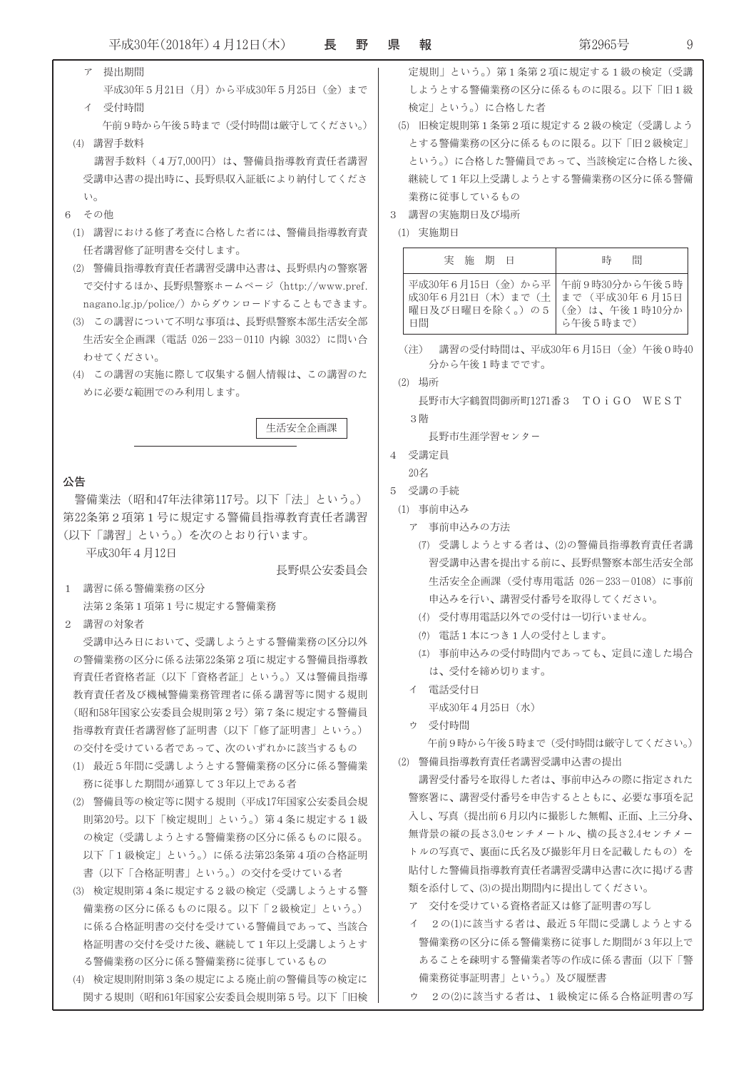ア　提出期間

平成30年５月21日（月）から平成30年５月25日（金）まで

イ　受付時間

午前９時から午後５時まで（受付時間は厳守してください。）

(4)　講習手数料

講習手数料（４万7,000円）は、警備員指導教育責任者講習受講申込書の提出時に、長野県収入証紙により納付してください。

6　その他

(1)　講習における修了考査に合格した者には、警備員指導教育責任者講習修了証明書を交付します。

(2)　警備員指導教育責任者講習受講申込書は、長野県内の警察署で交付するほか、長野県警察ホームページ（http://www.pref.nagano.lg.jp/police/）からダウンロードすることもできます。

(3)　この講習について不明な事項は、長野県警察本部生活安全部生活安全企画課（電話 026－233－0110 内線 3032）に問い合わせてください。

(4)　この講習の実施に際して収集する個人情報は、この講習のために必要な範囲でのみ利用します。

生活安全企画課

---

## 公告

警備業法（昭和47年法律第117号。以下「法」という。）第22条第２項第１号に規定する警備員指導教育責任者講習（以下「講習」という。）を次のとおり行います。

平成30年４月12日

長野県公安委員会

1　講習に係る警備業務の区分

法第２条第１項第１号に規定する警備業務

2　講習の対象者

受講申込み日において、受講しようとする警備業務の区分以外の警備業務の区分に係る法第22条第２項に規定する警備員指導教育責任者資格者証（以下「資格者証」という。）又は警備員指導教育責任者及び機械警備業務管理者に係る講習等に関する規則（昭和58年国家公安委員会規則第２号）第７条に規定する警備員指導教育責任者講習修了証明書（以下「修了証明書」という。）の交付を受けている者であって、次のいずれかに該当するもの

(1)　最近５年間に受講しようとする警備業務の区分に係る警備業務に従事した期間が通算して３年以上である者

(2)　警備員等の検定等に関する規則（平成17年国家公安委員会規則第20号。以下「検定規則」という。）第４条に規定する１級の検定（受講しようとする警備業務の区分に係るものに限る。以下「１級検定」という。）に係る法第23条第４項の合格証明書（以下「合格証明書」という。）の交付を受けている者

(3)　検定規則第４条に規定する２級の検定（受講しようとする警備業務の区分に係るものに限る。以下「２級検定」という。）に係る合格証明書の交付を受けている警備員であって、当該合格証明書の交付を受けた後、継続して１年以上受講しようとする警備業務の区分に係る警備業務に従事しているもの

(4)　検定規則附則第３条の規定による廃止前の警備員等の検定に関する規則（昭和61年国家公安委員会規則第５号。以下「旧検定規則」という。）第１条第２項に規定する１級の検定（受講しようとする警備業務の区分に係るものに限る。以下「旧１級検定」という。）に合格した者

(5)　旧検定規則第１条第２項に規定する２級の検定（受講しようとする警備業務の区分に係るものに限る。以下「旧２級検定」という。）に合格した警備員であって、当該検定に合格した後、継続して１年以上受講しようとする警備業務の区分に係る警備業務に従事しているもの

3　講習の実施期日及び場所

(1)　実施期日

| 実　施　期　日 | 時　　間 |
|---|---|
| 平成30年６月15日（金）から平成30年６月21日（木）まで（土曜日及び日曜日を除く。）の５日間 | 午前９時30分から午後５時まで（平成30年６月15日（金）は、午後１時10分から午後５時まで） |

（注）　講習の受付時間は、平成30年６月15日（金）午後０時40分から午後１時までです。

(2)　場所

長野市大字鶴賀問御所町1271番３　ＴＯｉＧＯ　ＷＥＳＴ　３階

長野市生涯学習センター

4　受講定員

20名

5　受講の手続

(1)　事前申込み

ア　事前申込みの方法

(ｱ)　受講しようとする者は、(2)の警備員指導教育責任者講習受講申込書を提出する前に、長野県警察本部生活安全部生活安全企画課（受付専用電話 026－233－0108）に事前申込みを行い、講習受付番号を取得してください。

(ｲ)　受付専用電話以外での受付は一切行いません。

(ｳ)　電話１本につき１人の受付とします。

(ｴ)　事前申込みの受付時間内であっても、定員に達した場合は、受付を締め切ります。

イ　電話受付日

平成30年４月25日（水）

ウ　受付時間

午前９時から午後５時まで（受付時間は厳守してください。）

(2)　警備員指導教育責任者講習受講申込書の提出

講習受付番号を取得した者は、事前申込みの際に指定された警察署に、講習受付番号を申告するとともに、必要な事項を記入し、写真（提出前６月以内に撮影した無帽、正面、上三分身、無背景の縦の長さ3.0センチメートル、横の長さ2.4センチメートルの写真で、裏面に氏名及び撮影年月日を記載したもの）を貼付した警備員指導教育責任者講習受講申込書に次に掲げる書類を添付して、(3)の提出期間内に提出してください。

ア　交付を受けている資格者証又は修了証明書の写し

イ　２の(1)に該当する者は、最近５年間に受講しようとする警備業務の区分に係る警備業務に従事した期間が３年以上であることを疎明する警備業者等の作成に係る書面（以下「警備業務従事証明書」という。）及び履歴書

ウ　２の(2)に該当する者は、１級検定に係る合格証明書の写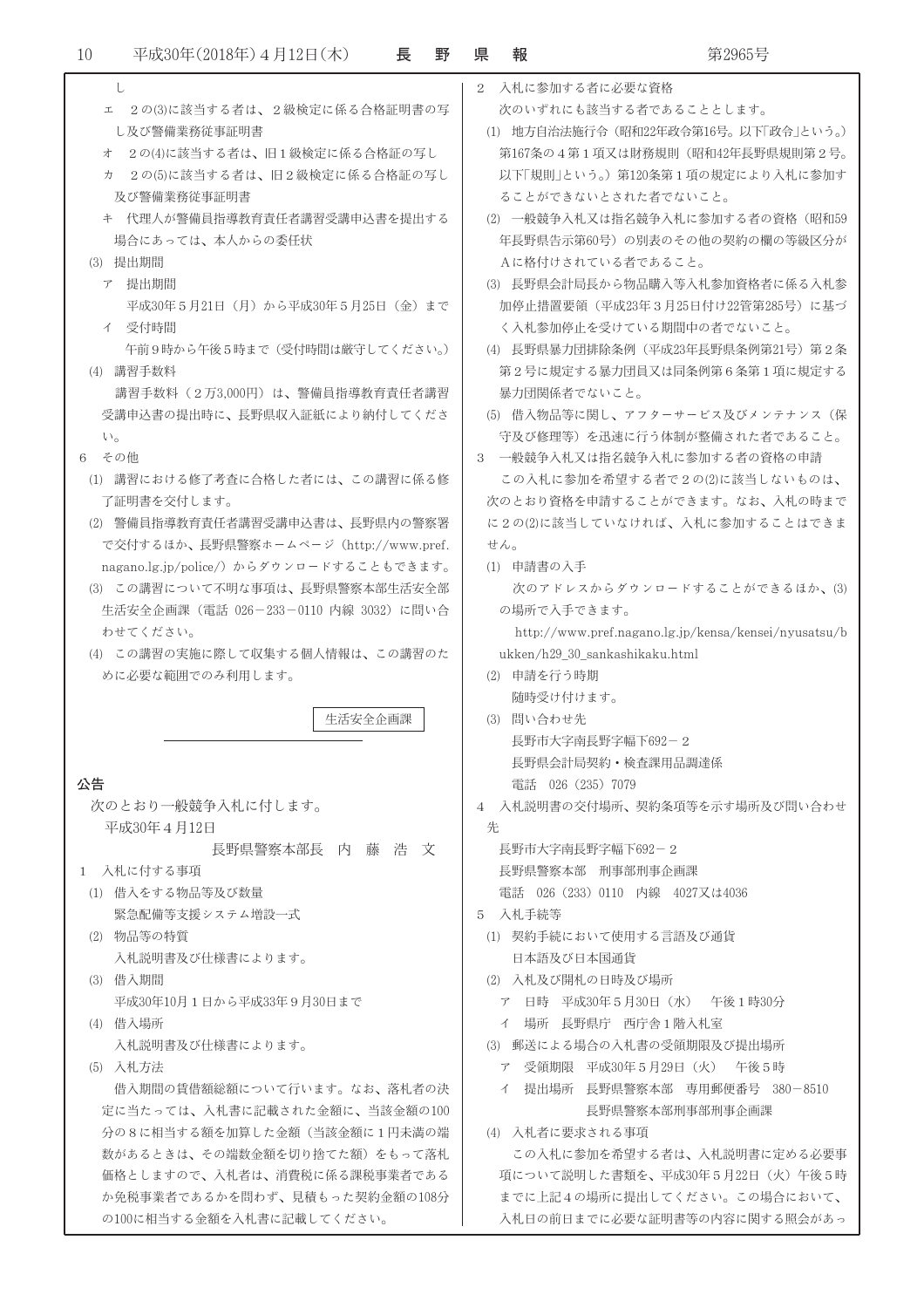し

エ　2の(3)に該当する者は、2級検定に係る合格証明書の写し及び警備業務従事証明書

オ　2の(4)に該当する者は、旧1級検定に係る合格証の写し

カ　2の(5)に該当する者は、旧2級検定に係る合格証の写し及び警備業務従事証明書

キ　代理人が警備員指導教育責任者講習受講申込書を提出する場合にあっては、本人からの委任状

(3) 提出期間

ア　提出期間

平成30年5月21日（月）から平成30年5月25日（金）まで

イ　受付時間

午前9時から午後5時まで（受付時間は厳守してください。）

(4) 講習手数料

講習手数料（2万3,000円）は、警備員指導教育責任者講習受講申込書の提出時に、長野県収入証紙により納付してください。

6　その他

(1) 講習における修了考査に合格した者には、この講習に係る修了証明書を交付します。

(2) 警備員指導教育責任者講習受講申込書は、長野県内の警察署で交付するほか、長野県警察ホームページ（http://www.pref.nagano.lg.jp/police/）からダウンロードすることもできます。

(3) この講習について不明な事項は、長野県警察本部生活安全部生活安全企画課（電話 026－233－0110 内線 3032）に問い合わせてください。

(4) この講習の実施に際して収集する個人情報は、この講習のために必要な範囲でのみ利用します。

生活安全企画課

---

## 公告

次のとおり一般競争入札に付します。

平成30年4月12日

長野県警察本部長　内　藤　浩　文

1　入札に付する事項

(1) 借入をする物品等及び数量

緊急配備等支援システム増設一式

(2) 物品等の特質

入札説明書及び仕様書によります。

(3) 借入期間

平成30年10月1日から平成33年9月30日まで

(4) 借入場所

入札説明書及び仕様書によります。

(5) 入札方法

借入期間の賃借額総額について行います。なお、落札者の決定に当たっては、入札書に記載された金額に、当該金額の100分の8に相当する額を加算した金額（当該金額に1円未満の端数があるときは、その端数金額を切り捨てた額）をもって落札価格としますので、入札者は、消費税に係る課税事業者であるか免税事業者であるかを問わず、見積もった契約金額の108分の100に相当する金額を入札書に記載してください。

2　入札に参加する者に必要な資格

次のいずれにも該当する者であることとします。

(1) 地方自治法施行令（昭和22年政令第16号。以下「政令」という。）第167条の4第1項又は財務規則（昭和42年長野県規則第2号。以下「規則」という。）第120条第1項の規定により入札に参加することができないとされた者でないこと。

(2) 一般競争入札又は指名競争入札に参加する者の資格（昭和59年長野県告示第60号）の別表のその他の契約の欄の等級区分がAに格付けされている者であること。

(3) 長野県会計局長から物品購入等入札参加資格者に係る入札参加停止措置要領（平成23年3月25日付け22管第285号）に基づく入札参加停止を受けている期間中の者でないこと。

(4) 長野県暴力団排除条例（平成23年長野県条例第21号）第2条第2号に規定する暴力団員又は同条例第6条第1項に規定する暴力団関係者でないこと。

(5) 借入物品等に関し、アフターサービス及びメンテナンス（保守及び修理等）を迅速に行う体制が整備された者であること。

3　一般競争入札又は指名競争入札に参加する者の資格の申請

この入札に参加を希望する者で2の(2)に該当しないものは、次のとおり資格を申請することができます。なお、入札の時までに2の(2)に該当していなければ、入札に参加することはできません。

(1) 申請書の入手

次のアドレスからダウンロードすることができるほか、(3)の場所で入手できます。

http://www.pref.nagano.lg.jp/kensa/kensei/nyusatsu/bukken/h29_30_sankashikaku.html

(2) 申請を行う時期

随時受け付けます。

(3) 問い合わせ先

長野市大字南長野字幅下692－2

長野県会計局契約・検査課用品調達係

電話　026（235）7079

4　入札説明書の交付場所、契約条項等を示す場所及び問い合わせ先

長野市大字南長野字幅下692－2

長野県警察本部　刑事部刑事企画課

電話　026（233）0110　内線　4027又は4036

5　入札手続等

(1) 契約手続において使用する言語及び通貨

日本語及び日本国通貨

(2) 入札及び開札の日時及び場所

ア　日時　平成30年5月30日（水）　午後1時30分

イ　場所　長野県庁　西庁舎1階入札室

(3) 郵送による場合の入札書の受領期限及び提出場所

ア　受領期限　平成30年5月29日（火）　午後5時

イ　提出場所　長野県警察本部　専用郵便番号　380－8510
長野県警察本部刑事部刑事企画課

(4) 入札者に要求される事項

この入札に参加を希望する者は、入札説明書に定める必要事項について説明した書類を、平成30年5月22日（火）午後5時までに上記4の場所に提出してください。この場合において、入札日の前日までに必要な証明書等の内容に関する照会があっ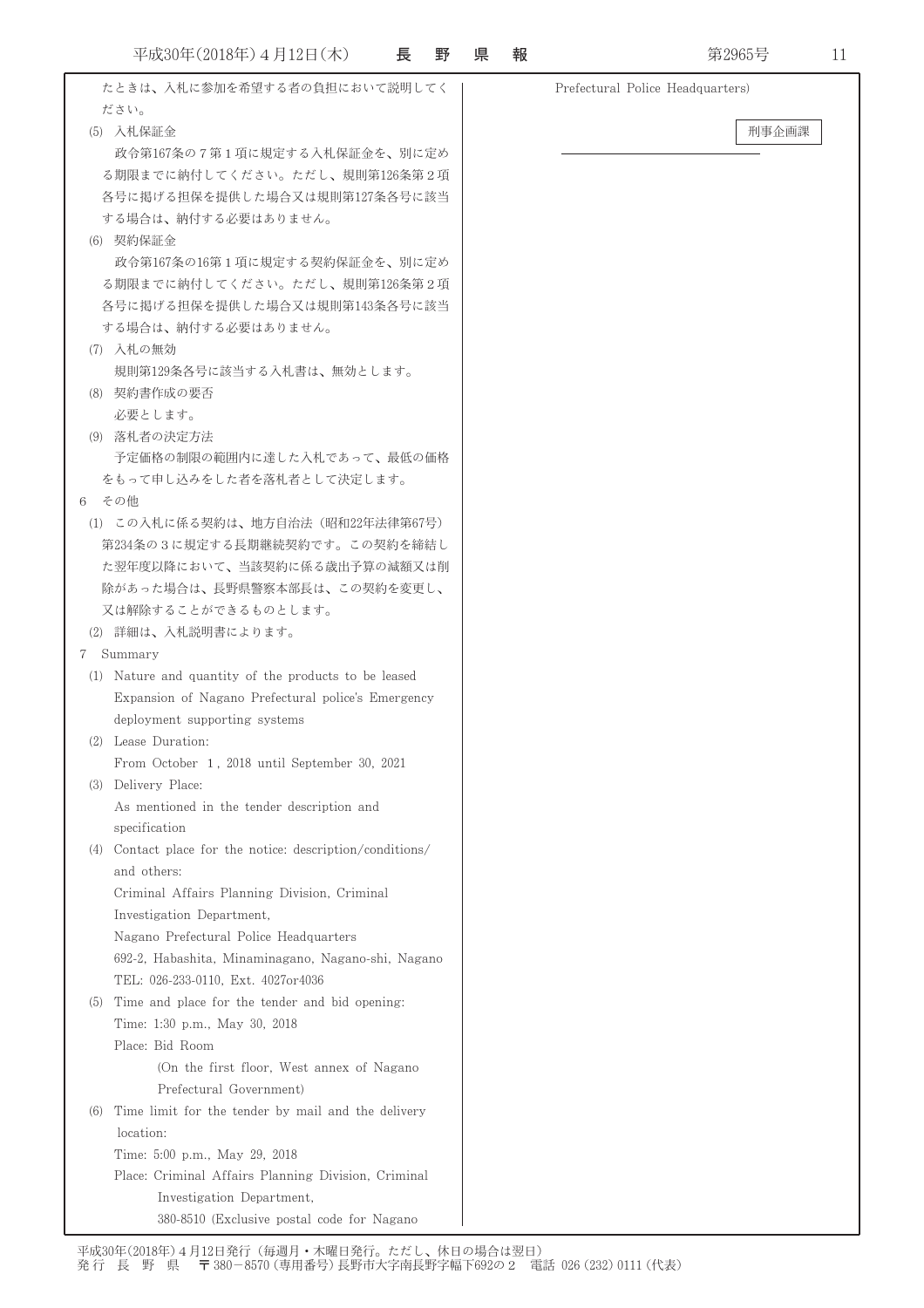たときは、入札に参加を希望する者の負担において説明してください。

(5) 入札保証金

政令第167条の7第1項に規定する入札保証金を、別に定める期限までに納付してください。ただし、規則第126条第2項各号に掲げる担保を提供した場合又は規則第127条各号に該当する場合は、納付する必要はありません。

(6) 契約保証金

政令第167条の16第1項に規定する契約保証金を、別に定める期限までに納付してください。ただし、規則第126条第2項各号に掲げる担保を提供した場合又は規則第143条各号に該当する場合は、納付する必要はありません。

(7) 入札の無効

規則第129条各号に該当する入札書は、無効とします。

(8) 契約書作成の要否

必要とします。

(9) 落札者の決定方法

予定価格の制限の範囲内に達した入札であって、最低の価格をもって申し込みをした者を落札者として決定します。

6 その他

(1) この入札に係る契約は、地方自治法（昭和22年法律第67号）第234条の3に規定する長期継続契約です。この契約を締結した翌年度以降において、当該契約に係る歳出予算の減額又は削除があった場合は、長野県警察本部長は、この契約を変更し、又は解除することができるものとします。

(2) 詳細は、入札説明書によります。

7 Summary

(1) Nature and quantity of the products to be leased
Expansion of Nagano Prefectural police's Emergency deployment supporting systems

(2) Lease Duration:
From October 1, 2018 until September 30, 2021

(3) Delivery Place:
As mentioned in the tender description and specification

(4) Contact place for the notice: description/conditions/and others:
Criminal Affairs Planning Division, Criminal Investigation Department,
Nagano Prefectural Police Headquarters
692-2, Habashita, Minaminagano, Nagano-shi, Nagano
TEL: 026-233-0110, Ext. 4027or4036

(5) Time and place for the tender and bid opening:
Time: 1:30 p.m., May 30, 2018
Place: Bid Room
(On the first floor, West annex of Nagano Prefectural Government)

(6) Time limit for the tender by mail and the delivery location:
Time: 5:00 p.m., May 29, 2018
Place: Criminal Affairs Planning Division, Criminal Investigation Department,
380-8510 (Exclusive postal code for Nagano Prefectural Police Headquarters)

刑事企画課

平成30年(2018年)4月12日発行（毎週月・木曜日発行。ただし、休日の場合は翌日）
発行 長野県 〒380－8570（専用番号）長野市大字南長野字幅下692の2 電話 026(232)0111（代表）